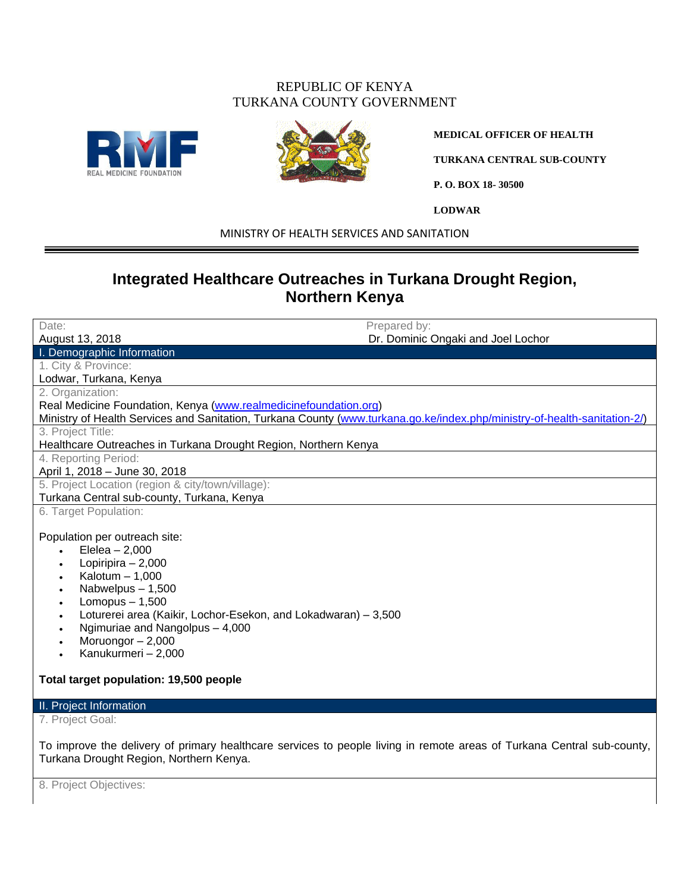REPUBLIC OF KENYA
TURKANA COUNTY GOVERNMENT

**MEDICAL OFFICER OF HEALTH**

**TURKANA CENTRAL SUB-COUNTY**

**P. O. BOX 18- 30500**

**LODWAR**

MINISTRY OF HEALTH SERVICES AND SANITATION

# Integrated Healthcare Outreaches in Turkana Drought Region, Northern Kenya

Date:
August 13, 2018

Prepared by:
Dr. Dominic Ongaki and Joel Lochor

## I. Demographic Information

1. City & Province:

Lodwar, Turkana, Kenya

2. Organization:

Real Medicine Foundation, Kenya (www.realmedicinefoundation.org)
Ministry of Health Services and Sanitation, Turkana County (www.turkana.go.ke/index.php/ministry-of-health-sanitation-2/)

3. Project Title:

Healthcare Outreaches in Turkana Drought Region, Northern Kenya

4. Reporting Period:

April 1, 2018 – June 30, 2018

5. Project Location (region & city/town/village):

Turkana Central sub-county, Turkana, Kenya

6. Target Population:

Population per outreach site:

- Elelea – 2,000
- Lopiripira – 2,000
- Kalotum – 1,000
- Nabwelpus – 1,500
- Lomopus – 1,500
- Loturerei area (Kaikir, Lochor-Esekon, and Lokadwaran) – 3,500
- Ngimuriae and Nangolpus – 4,000
- Moruongor – 2,000
- Kanukurmeri – 2,000

**Total target population: 19,500 people**

## II. Project Information

7. Project Goal:

To improve the delivery of primary healthcare services to people living in remote areas of Turkana Central sub-county, Turkana Drought Region, Northern Kenya.

8. Project Objectives: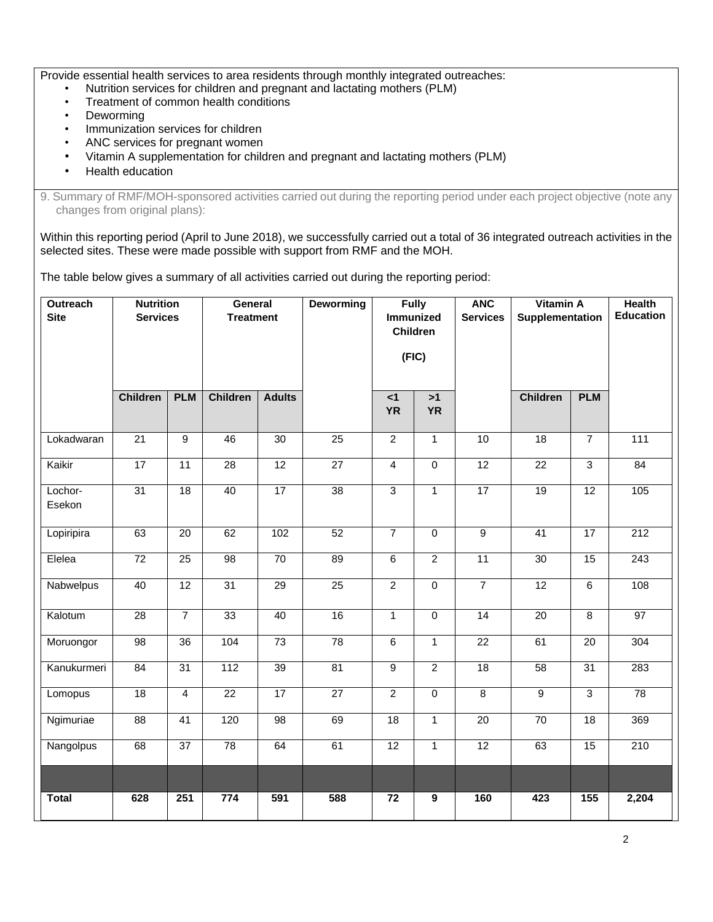Provide essential health services to area residents through monthly integrated outreaches:

- Nutrition services for children and pregnant and lactating mothers (PLM)
- Treatment of common health conditions
- Deworming
- Immunization services for children
- ANC services for pregnant women
- Vitamin A supplementation for children and pregnant and lactating mothers (PLM)
- Health education

9. Summary of RMF/MOH-sponsored activities carried out during the reporting period under each project objective (note any changes from original plans):

Within this reporting period (April to June 2018), we successfully carried out a total of 36 integrated outreach activities in the selected sites. These were made possible with support from RMF and the MOH.

The table below gives a summary of all activities carried out during the reporting period:

| Outreach Site | Nutrition Services | | General Treatment | | Deworming | Fully Immunized Children (FIC) | | ANC Services | Vitamin A Supplementation | | Health Education |
|---|---|---|---|---|---|---|---|---|---|---|---|
| | Children | PLM | Children | Adults | | <1 YR | >1 YR | | Children | PLM | |
| Lokadwaran | 21 | 9 | 46 | 30 | 25 | 2 | 1 | 10 | 18 | 7 | 111 |
| Kaikir | 17 | 11 | 28 | 12 | 27 | 4 | 0 | 12 | 22 | 3 | 84 |
| Lochor-Esekon | 31 | 18 | 40 | 17 | 38 | 3 | 1 | 17 | 19 | 12 | 105 |
| Lopiripira | 63 | 20 | 62 | 102 | 52 | 7 | 0 | 9 | 41 | 17 | 212 |
| Elelea | 72 | 25 | 98 | 70 | 89 | 6 | 2 | 11 | 30 | 15 | 243 |
| Nabwelpus | 40 | 12 | 31 | 29 | 25 | 2 | 0 | 7 | 12 | 6 | 108 |
| Kalotum | 28 | 7 | 33 | 40 | 16 | 1 | 0 | 14 | 20 | 8 | 97 |
| Moruongor | 98 | 36 | 104 | 73 | 78 | 6 | 1 | 22 | 61 | 20 | 304 |
| Kanukurmeri | 84 | 31 | 112 | 39 | 81 | 9 | 2 | 18 | 58 | 31 | 283 |
| Lomopus | 18 | 4 | 22 | 17 | 27 | 2 | 0 | 8 | 9 | 3 | 78 |
| Ngimuriae | 88 | 41 | 120 | 98 | 69 | 18 | 1 | 20 | 70 | 18 | 369 |
| Nangolpus | 68 | 37 | 78 | 64 | 61 | 12 | 1 | 12 | 63 | 15 | 210 |
| | | | | | | | | | | | |
| **Total** | **628** | **251** | **774** | **591** | **588** | **72** | **9** | **160** | **423** | **155** | **2,204** |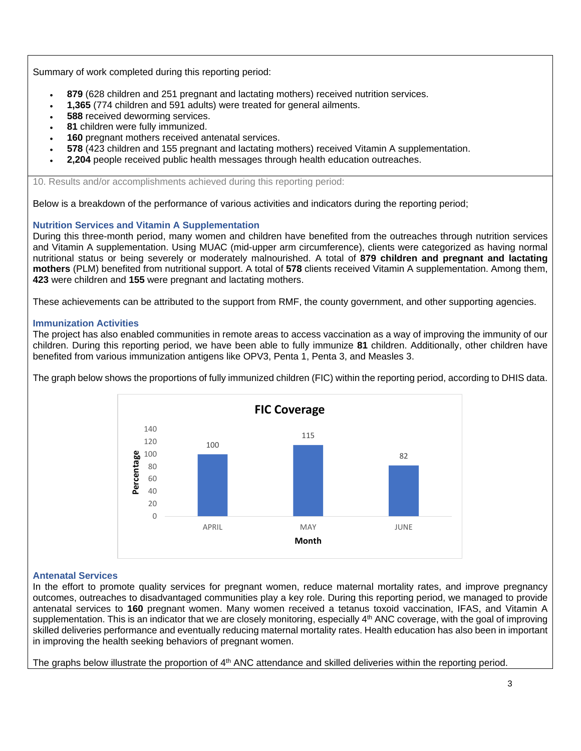Summary of work completed during this reporting period:

- **879** (628 children and 251 pregnant and lactating mothers) received nutrition services.
- **1,365** (774 children and 591 adults) were treated for general ailments.
- **588** received deworming services.
- **81** children were fully immunized.
- **160** pregnant mothers received antenatal services.
- **578** (423 children and 155 pregnant and lactating mothers) received Vitamin A supplementation.
- **2,204** people received public health messages through health education outreaches.

10. Results and/or accomplishments achieved during this reporting period:

Below is a breakdown of the performance of various activities and indicators during the reporting period;

### Nutrition Services and Vitamin A Supplementation

During this three-month period, many women and children have benefited from the outreaches through nutrition services and Vitamin A supplementation. Using MUAC (mid-upper arm circumference), clients were categorized as having normal nutritional status or being severely or moderately malnourished. A total of **879 children and pregnant and lactating mothers** (PLM) benefited from nutritional support. A total of **578** clients received Vitamin A supplementation. Among them, **423** were children and **155** were pregnant and lactating mothers.

These achievements can be attributed to the support from RMF, the county government, and other supporting agencies.

### Immunization Activities

The project has also enabled communities in remote areas to access vaccination as a way of improving the immunity of our children. During this reporting period, we have been able to fully immunize **81** children. Additionally, other children have benefited from various immunization antigens like OPV3, Penta 1, Penta 3, and Measles 3.

The graph below shows the proportions of fully immunized children (FIC) within the reporting period, according to DHIS data.

**FIC Coverage**

| Month | Percentage |
|---|---|
| APRIL | 100 |
| MAY | 115 |
| JUNE | 82 |

### Antenatal Services

In the effort to promote quality services for pregnant women, reduce maternal mortality rates, and improve pregnancy outcomes, outreaches to disadvantaged communities play a key role. During this reporting period, we managed to provide antenatal services to **160** pregnant women. Many women received a tetanus toxoid vaccination, IFAS, and Vitamin A supplementation. This is an indicator that we are closely monitoring, especially 4th ANC coverage, with the goal of improving skilled deliveries performance and eventually reducing maternal mortality rates. Health education has also been in important in improving the health seeking behaviors of pregnant women.

The graphs below illustrate the proportion of 4th ANC attendance and skilled deliveries within the reporting period.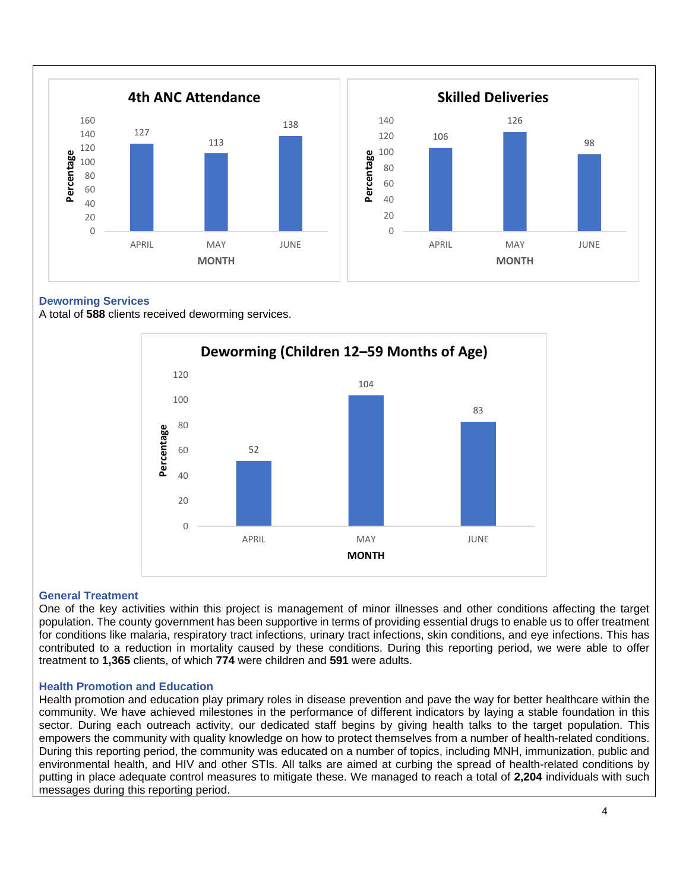**4th ANC Attendance**

| MONTH | Percentage |
|---|---|
| APRIL | 127 |
| MAY | 113 |
| JUNE | 138 |

**Skilled Deliveries**

| MONTH | Percentage |
|---|---|
| APRIL | 106 |
| MAY | 126 |
| JUNE | 98 |

### Deworming Services

A total of **588** clients received deworming services.

**Deworming (Children 12–59 Months of Age)**

| MONTH | Percentage |
|---|---|
| APRIL | 52 |
| MAY | 104 |
| JUNE | 83 |

### General Treatment

One of the key activities within this project is management of minor illnesses and other conditions affecting the target population. The county government has been supportive in terms of providing essential drugs to enable us to offer treatment for conditions like malaria, respiratory tract infections, urinary tract infections, skin conditions, and eye infections. This has contributed to a reduction in mortality caused by these conditions. During this reporting period, we were able to offer treatment to **1,365** clients, of which **774** were children and **591** were adults.

### Health Promotion and Education

Health promotion and education play primary roles in disease prevention and pave the way for better healthcare within the community. We have achieved milestones in the performance of different indicators by laying a stable foundation in this sector. During each outreach activity, our dedicated staff begins by giving health talks to the target population. This empowers the community with quality knowledge on how to protect themselves from a number of health-related conditions. During this reporting period, the community was educated on a number of topics, including MNH, immunization, public and environmental health, and HIV and other STIs. All talks are aimed at curbing the spread of health-related conditions by putting in place adequate control measures to mitigate these. We managed to reach a total of **2,204** individuals with such messages during this reporting period.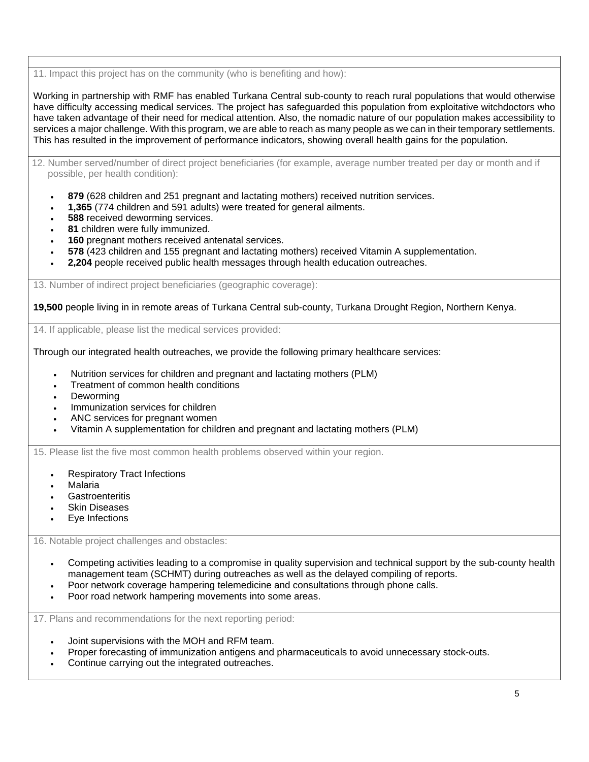11. Impact this project has on the community (who is benefiting and how):

Working in partnership with RMF has enabled Turkana Central sub-county to reach rural populations that would otherwise have difficulty accessing medical services. The project has safeguarded this population from exploitative witchdoctors who have taken advantage of their need for medical attention. Also, the nomadic nature of our population makes accessibility to services a major challenge. With this program, we are able to reach as many people as we can in their temporary settlements. This has resulted in the improvement of performance indicators, showing overall health gains for the population.

12. Number served/number of direct project beneficiaries (for example, average number treated per day or month and if possible, per health condition):

- **879** (628 children and 251 pregnant and lactating mothers) received nutrition services.
- **1,365** (774 children and 591 adults) were treated for general ailments.
- **588** received deworming services.
- **81** children were fully immunized.
- **160** pregnant mothers received antenatal services.
- **578** (423 children and 155 pregnant and lactating mothers) received Vitamin A supplementation.
- **2,204** people received public health messages through health education outreaches.

13. Number of indirect project beneficiaries (geographic coverage):

**19,500** people living in in remote areas of Turkana Central sub-county, Turkana Drought Region, Northern Kenya.

14. If applicable, please list the medical services provided:

Through our integrated health outreaches, we provide the following primary healthcare services:

- Nutrition services for children and pregnant and lactating mothers (PLM)
- Treatment of common health conditions
- Deworming
- Immunization services for children
- ANC services for pregnant women
- Vitamin A supplementation for children and pregnant and lactating mothers (PLM)

15. Please list the five most common health problems observed within your region.

- Respiratory Tract Infections
- Malaria
- Gastroenteritis
- Skin Diseases
- Eye Infections

16. Notable project challenges and obstacles:

- Competing activities leading to a compromise in quality supervision and technical support by the sub-county health management team (SCHMT) during outreaches as well as the delayed compiling of reports.
- Poor network coverage hampering telemedicine and consultations through phone calls.
- Poor road network hampering movements into some areas.

17. Plans and recommendations for the next reporting period:

- Joint supervisions with the MOH and RFM team.
- Proper forecasting of immunization antigens and pharmaceuticals to avoid unnecessary stock-outs.
- Continue carrying out the integrated outreaches.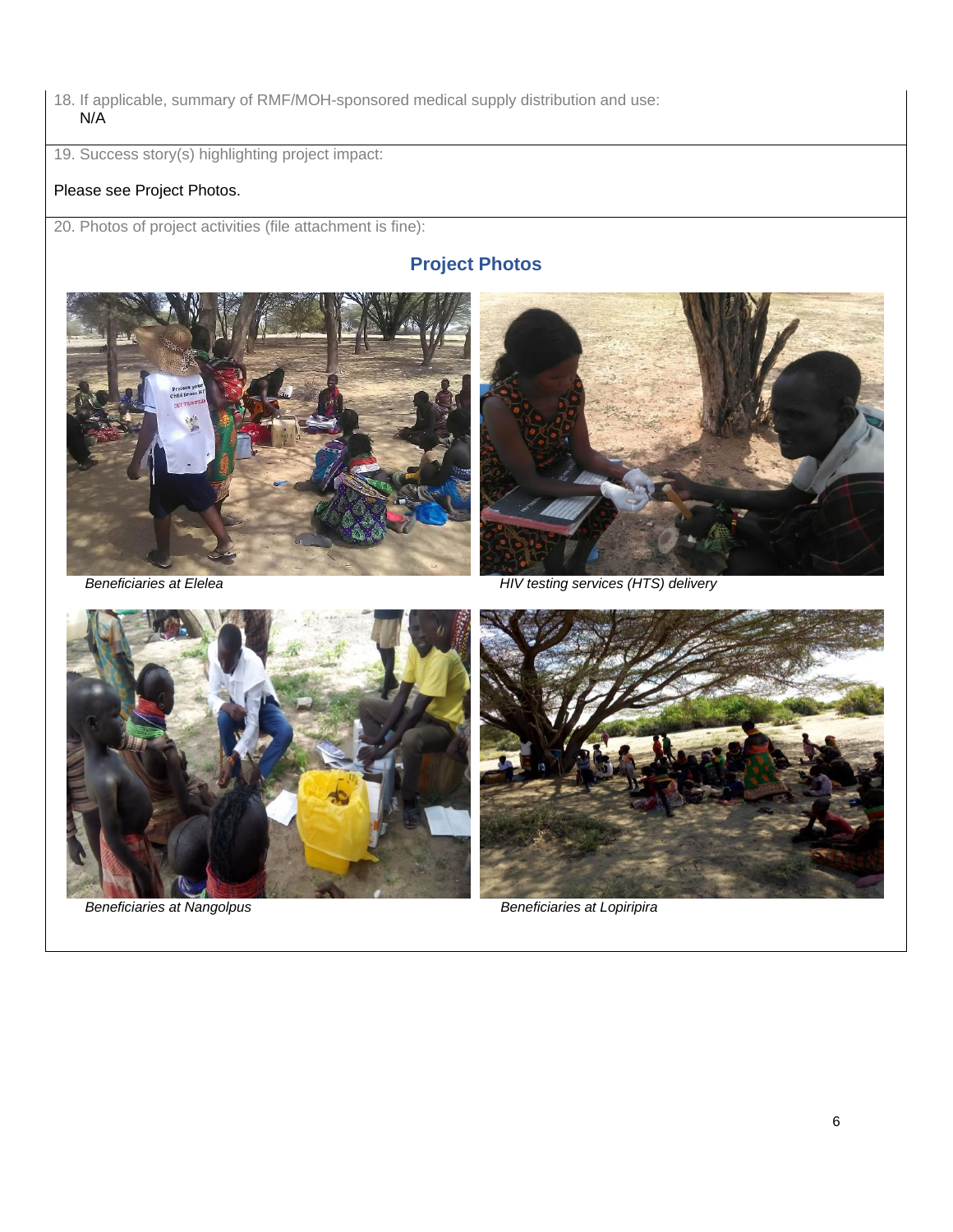18. If applicable, summary of RMF/MOH-sponsored medical supply distribution and use:
    N/A

19. Success story(s) highlighting project impact:

Please see Project Photos.

20. Photos of project activities (file attachment is fine):

## Project Photos

*Beneficiaries at Elelea*

*HIV testing services (HTS) delivery*

*Beneficiaries at Nangolpus*

*Beneficiaries at Lopiripira*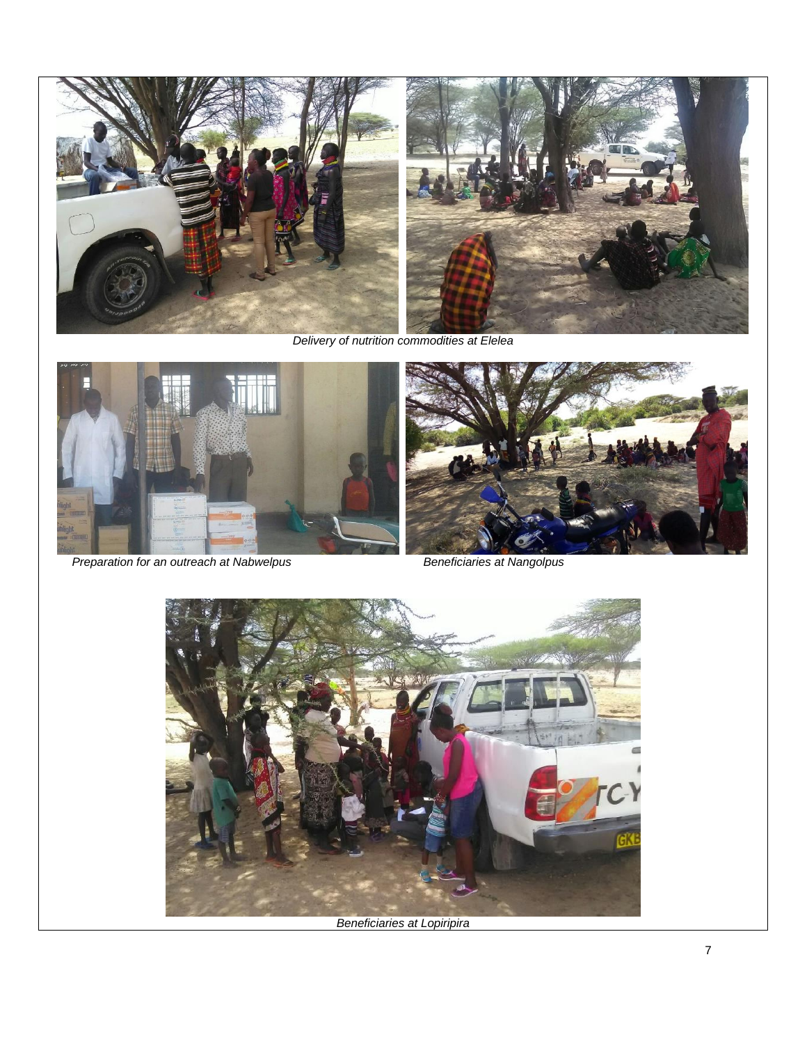*Delivery of nutrition commodities at Elelea*

*Preparation for an outreach at Nabwelpus*

*Beneficiaries at Nangolpus*

*Beneficiaries at Lopiripira*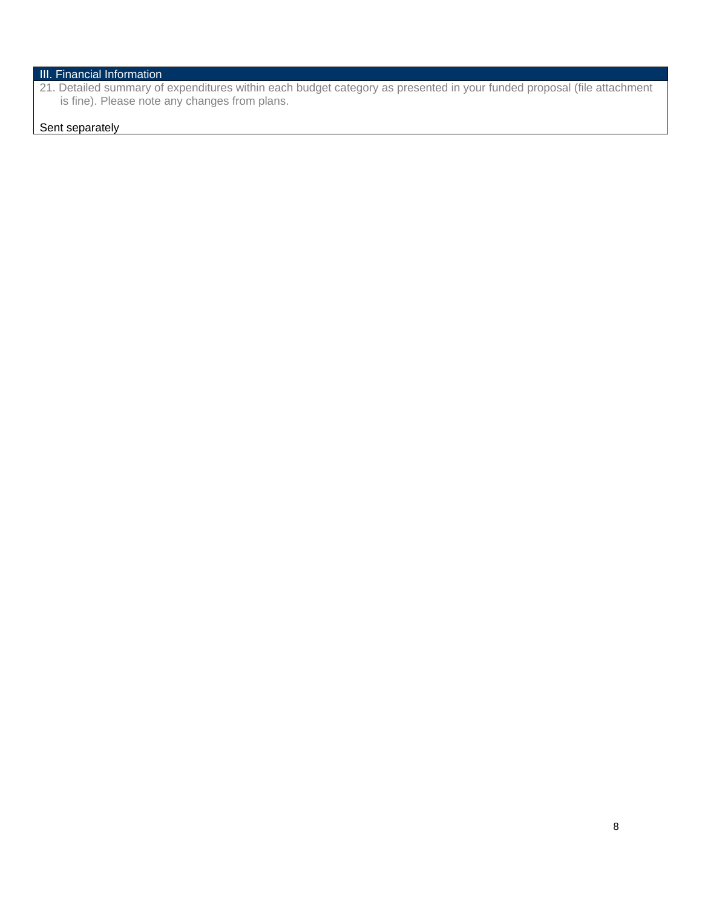## III. Financial Information

21. Detailed summary of expenditures within each budget category as presented in your funded proposal (file attachment is fine). Please note any changes from plans.

Sent separately